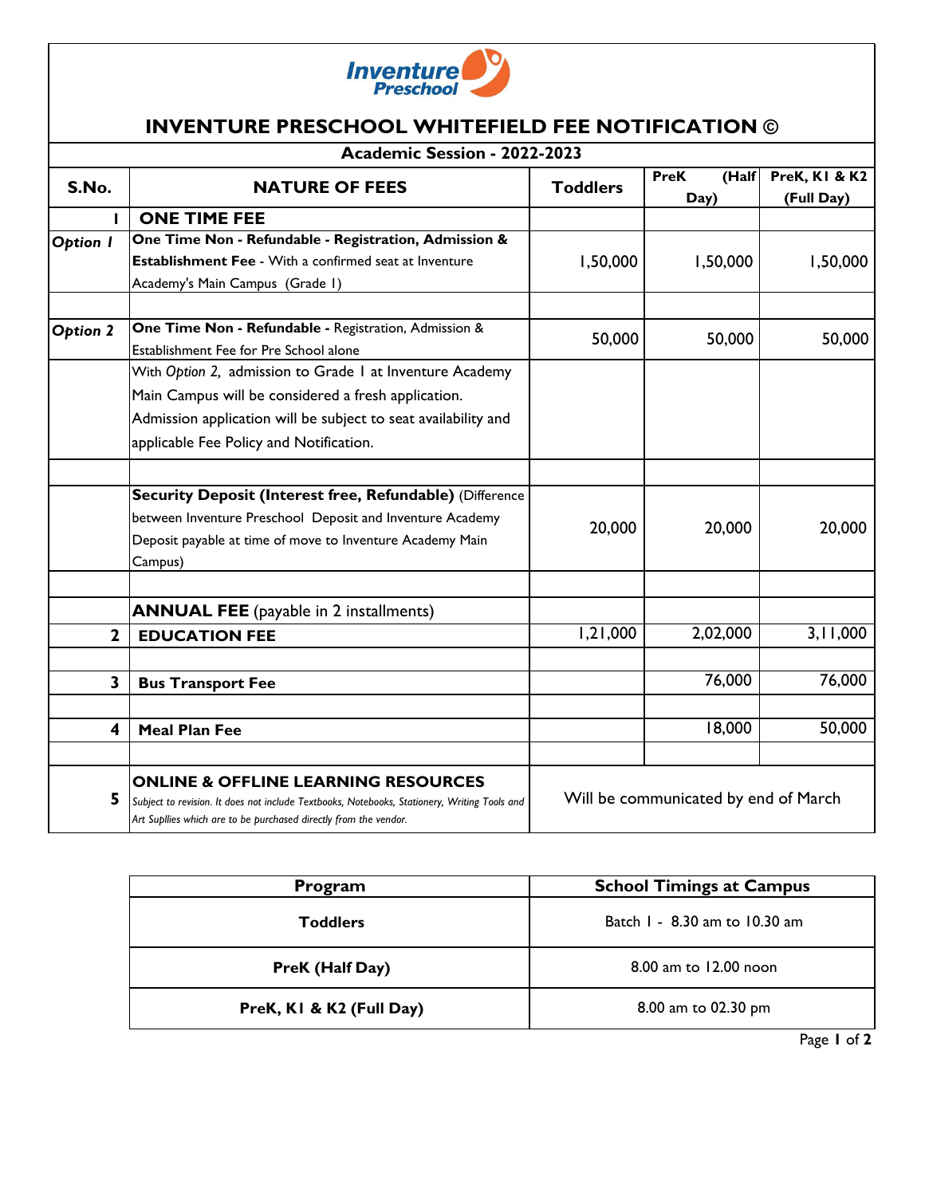# INVENTURE PRESCHOOL WHITEFIELD FEE NOTIFICATION ©

## Academic Session - 2022-2023

| S.No. | NATURE OF FEES | Toddlers | PreK (Half Day) | PreK, K1 & K2 (Full Day) |
|---|---|---|---|---|
| 1 | **ONE TIME FEE** | | | |
| *Option 1* | **One Time Non - Refundable - Registration, Admission & Establishment Fee** - With a confirmed seat at Inventure Academy's Main Campus (Grade 1) | 1,50,000 | 1,50,000 | 1,50,000 |
| | | | | |
| *Option 2* | **One Time Non - Refundable -** Registration, Admission & Establishment Fee for Pre School alone | 50,000 | 50,000 | 50,000 |
| | With *Option 2,* admission to Grade 1 at Inventure Academy Main Campus will be considered a fresh application. Admission application will be subject to seat availability and applicable Fee Policy and Notification. | | | |
| | | | | |
| | **Security Deposit (Interest free, Refundable)** (Difference between Inventure Preschool Deposit and Inventure Academy Deposit payable at time of move to Inventure Academy Main Campus) | 20,000 | 20,000 | 20,000 |
| | | | | |
| | **ANNUAL FEE** (payable in 2 installments) | | | |
| 2 | **EDUCATION FEE** | 1,21,000 | 2,02,000 | 3,11,000 |
| | | | | |
| 3 | **Bus Transport Fee** | | 76,000 | 76,000 |
| | | | | |
| 4 | **Meal Plan Fee** | | 18,000 | 50,000 |
| | | | | |
| 5 | **ONLINE & OFFLINE LEARNING RESOURCES** *Subject to revision. It does not include Textbooks, Notebooks, Stationery, Writing Tools and Art Supllies which are to be purchased directly from the vendor.* | Will be communicated by end of March | | |

| Program | School Timings at Campus |
|---|---|
| **Toddlers** | Batch 1 - 8.30 am to 10.30 am |
| **PreK (Half Day)** | 8.00 am to 12.00 noon |
| **PreK, K1 & K2 (Full Day)** | 8.00 am to 02.30 pm |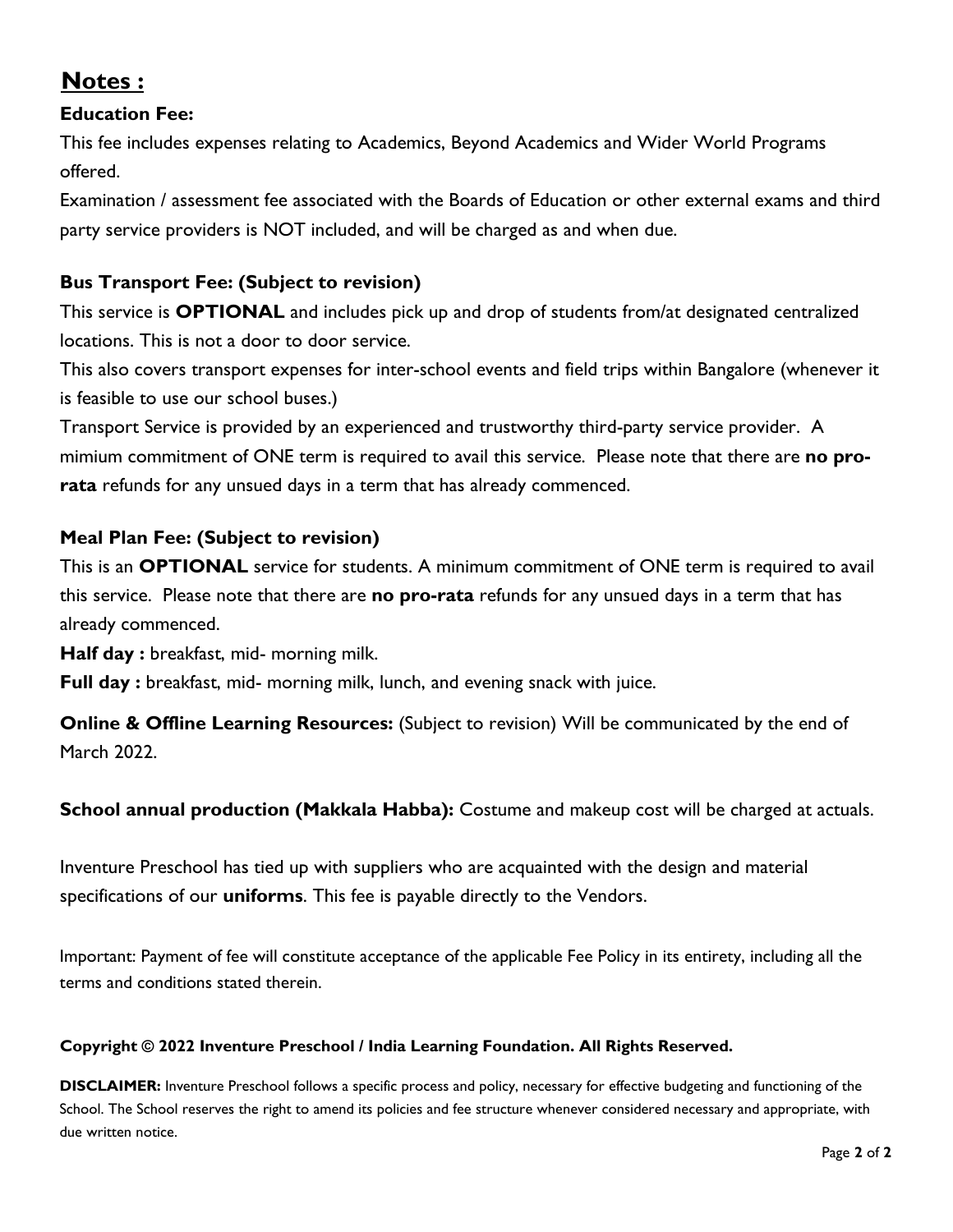## Notes :

**Education Fee:**

This fee includes expenses relating to Academics, Beyond Academics and Wider World Programs offered.

Examination / assessment fee associated with the Boards of Education or other external exams and third party service providers is NOT included, and will be charged as and when due.

**Bus Transport Fee: (Subject to revision)**

This service is **OPTIONAL** and includes pick up and drop of students from/at designated centralized locations. This is not a door to door service.

This also covers transport expenses for inter-school events and field trips within Bangalore (whenever it is feasible to use our school buses.)

Transport Service is provided by an experienced and trustworthy third-party service provider. A mimium commitment of ONE term is required to avail this service. Please note that there are **no pro-rata** refunds for any unsued days in a term that has already commenced.

**Meal Plan Fee: (Subject to revision)**

This is an **OPTIONAL** service for students. A minimum commitment of ONE term is required to avail this service. Please note that there are **no pro-rata** refunds for any unsued days in a term that has already commenced.

**Half day :** breakfast, mid- morning milk.

**Full day :** breakfast, mid- morning milk, lunch, and evening snack with juice.

**Online & Offline Learning Resources:** (Subject to revision) Will be communicated by the end of March 2022.

**School annual production (Makkala Habba):** Costume and makeup cost will be charged at actuals.

Inventure Preschool has tied up with suppliers who are acquainted with the design and material specifications of our **uniforms**. This fee is payable directly to the Vendors.

Important: Payment of fee will constitute acceptance of the applicable Fee Policy in its entirety, including all the terms and conditions stated therein.

**Copyright © 2022 Inventure Preschool / India Learning Foundation. All Rights Reserved.**

**DISCLAIMER:** Inventure Preschool follows a specific process and policy, necessary for effective budgeting and functioning of the School. The School reserves the right to amend its policies and fee structure whenever considered necessary and appropriate, with due written notice.